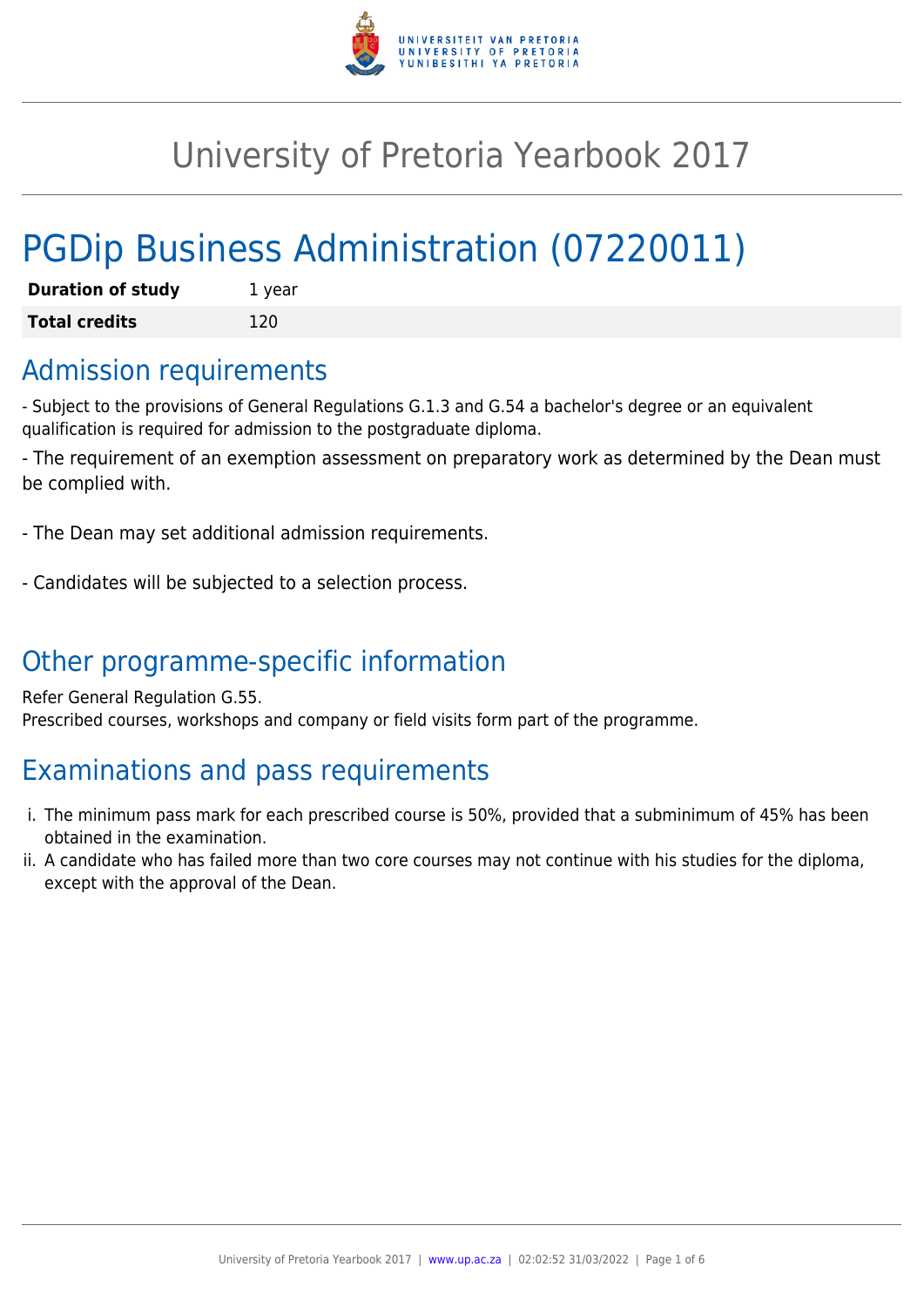# University of Pretoria Yearbook 2017

# PGDip Business Administration (07220011)

| **Duration of study** | 1 year |
| --- | --- |
| **Total credits** | 120 |

## Admission requirements

- Subject to the provisions of General Regulations G.1.3 and G.54 a bachelor's degree or an equivalent qualification is required for admission to the postgraduate diploma.

- The requirement of an exemption assessment on preparatory work as determined by the Dean must be complied with.

- The Dean may set additional admission requirements.

- Candidates will be subjected to a selection process.

## Other programme-specific information

Refer General Regulation G.55.
Prescribed courses, workshops and company or field visits form part of the programme.

## Examinations and pass requirements

i. The minimum pass mark for each prescribed course is 50%, provided that a subminimum of 45% has been obtained in the examination.
ii. A candidate who has failed more than two core courses may not continue with his studies for the diploma, except with the approval of the Dean.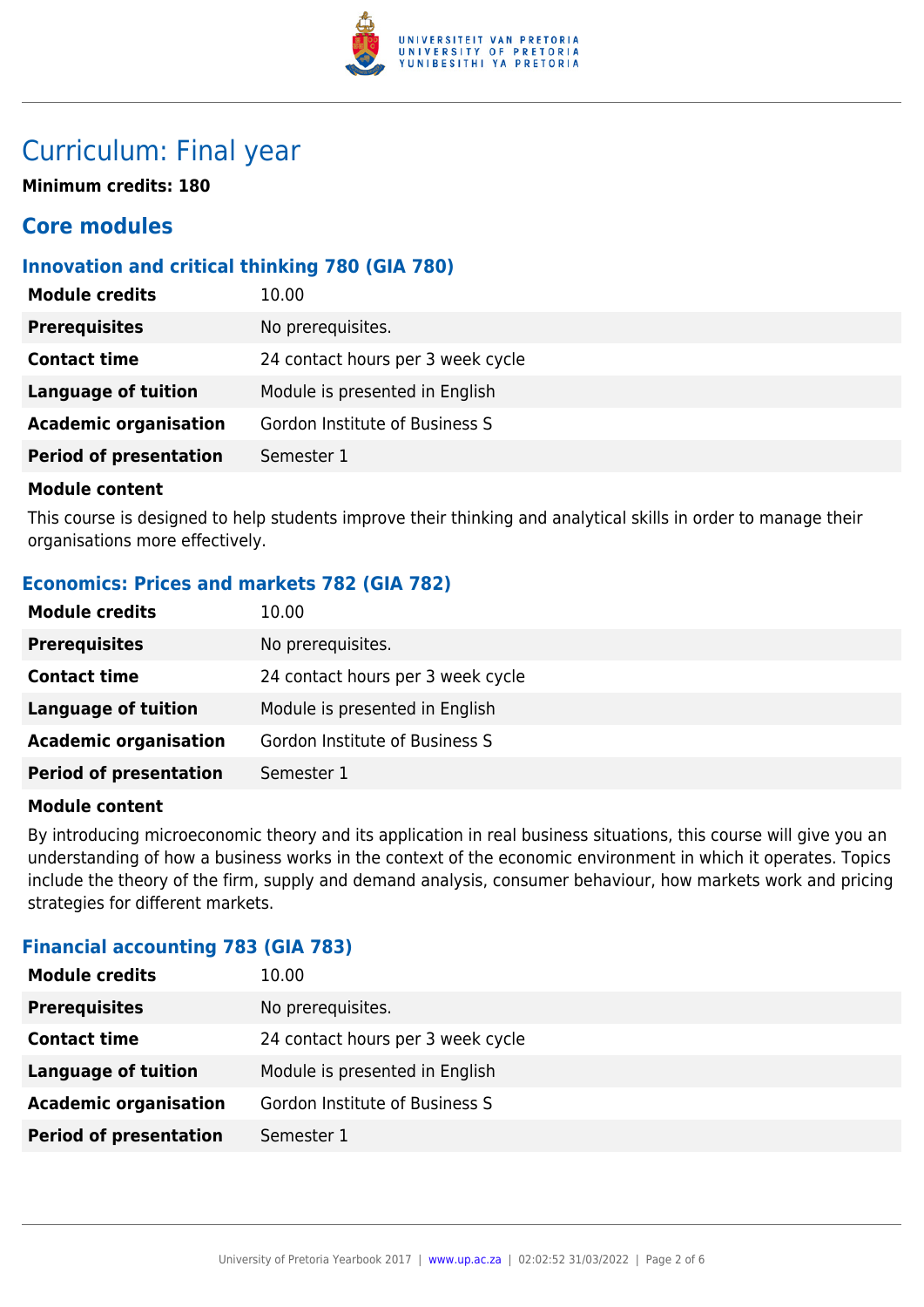# Curriculum: Final year

**Minimum credits: 180**

## Core modules

### Innovation and critical thinking 780 (GIA 780)

| | |
|---|---|
| **Module credits** | 10.00 |
| **Prerequisites** | No prerequisites. |
| **Contact time** | 24 contact hours per 3 week cycle |
| **Language of tuition** | Module is presented in English |
| **Academic organisation** | Gordon Institute of Business S |
| **Period of presentation** | Semester 1 |

**Module content**

This course is designed to help students improve their thinking and analytical skills in order to manage their organisations more effectively.

### Economics: Prices and markets 782 (GIA 782)

| | |
|---|---|
| **Module credits** | 10.00 |
| **Prerequisites** | No prerequisites. |
| **Contact time** | 24 contact hours per 3 week cycle |
| **Language of tuition** | Module is presented in English |
| **Academic organisation** | Gordon Institute of Business S |
| **Period of presentation** | Semester 1 |

**Module content**

By introducing microeconomic theory and its application in real business situations, this course will give you an understanding of how a business works in the context of the economic environment in which it operates. Topics include the theory of the firm, supply and demand analysis, consumer behaviour, how markets work and pricing strategies for different markets.

### Financial accounting 783 (GIA 783)

| | |
|---|---|
| **Module credits** | 10.00 |
| **Prerequisites** | No prerequisites. |
| **Contact time** | 24 contact hours per 3 week cycle |
| **Language of tuition** | Module is presented in English |
| **Academic organisation** | Gordon Institute of Business S |
| **Period of presentation** | Semester 1 |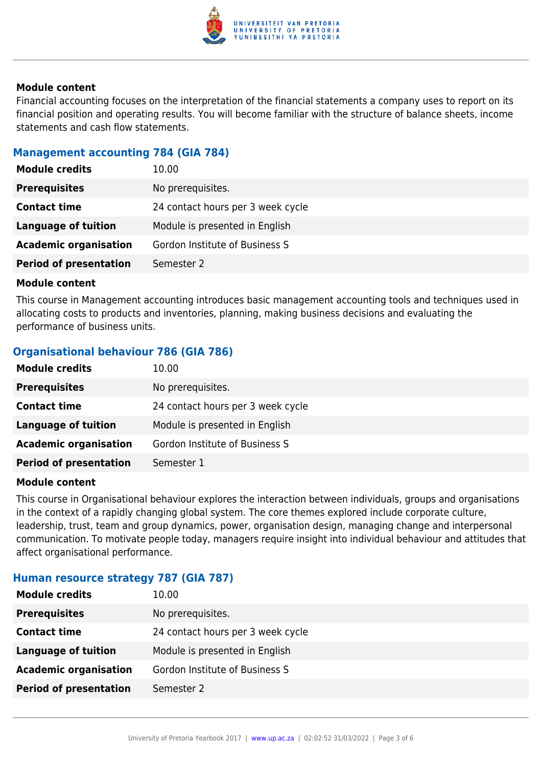**Module content**

Financial accounting focuses on the interpretation of the financial statements a company uses to report on its financial position and operating results. You will become familiar with the structure of balance sheets, income statements and cash flow statements.

### Management accounting 784 (GIA 784)

| | |
|---|---|
| **Module credits** | 10.00 |
| **Prerequisites** | No prerequisites. |
| **Contact time** | 24 contact hours per 3 week cycle |
| **Language of tuition** | Module is presented in English |
| **Academic organisation** | Gordon Institute of Business S |
| **Period of presentation** | Semester 2 |

**Module content**

This course in Management accounting introduces basic management accounting tools and techniques used in allocating costs to products and inventories, planning, making business decisions and evaluating the performance of business units.

### Organisational behaviour 786 (GIA 786)

| | |
|---|---|
| **Module credits** | 10.00 |
| **Prerequisites** | No prerequisites. |
| **Contact time** | 24 contact hours per 3 week cycle |
| **Language of tuition** | Module is presented in English |
| **Academic organisation** | Gordon Institute of Business S |
| **Period of presentation** | Semester 1 |

**Module content**

This course in Organisational behaviour explores the interaction between individuals, groups and organisations in the context of a rapidly changing global system. The core themes explored include corporate culture, leadership, trust, team and group dynamics, power, organisation design, managing change and interpersonal communication. To motivate people today, managers require insight into individual behaviour and attitudes that affect organisational performance.

### Human resource strategy 787 (GIA 787)

| | |
|---|---|
| **Module credits** | 10.00 |
| **Prerequisites** | No prerequisites. |
| **Contact time** | 24 contact hours per 3 week cycle |
| **Language of tuition** | Module is presented in English |
| **Academic organisation** | Gordon Institute of Business S |
| **Period of presentation** | Semester 2 |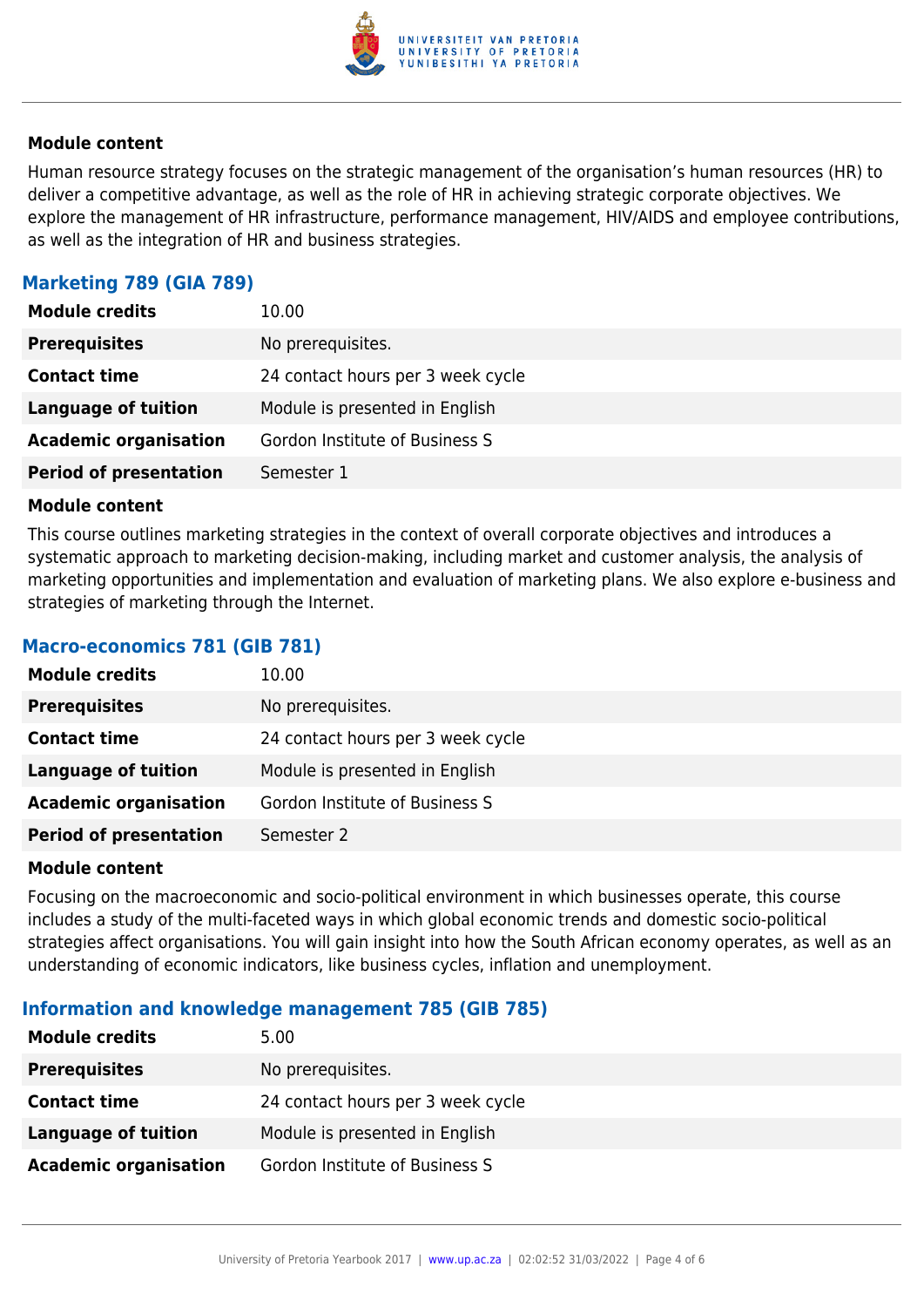**Module content**

Human resource strategy focuses on the strategic management of the organisation's human resources (HR) to deliver a competitive advantage, as well as the role of HR in achieving strategic corporate objectives. We explore the management of HR infrastructure, performance management, HIV/AIDS and employee contributions, as well as the integration of HR and business strategies.

### Marketing 789 (GIA 789)

| | |
|---|---|
| **Module credits** | 10.00 |
| **Prerequisites** | No prerequisites. |
| **Contact time** | 24 contact hours per 3 week cycle |
| **Language of tuition** | Module is presented in English |
| **Academic organisation** | Gordon Institute of Business S |
| **Period of presentation** | Semester 1 |

**Module content**

This course outlines marketing strategies in the context of overall corporate objectives and introduces a systematic approach to marketing decision-making, including market and customer analysis, the analysis of marketing opportunities and implementation and evaluation of marketing plans. We also explore e-business and strategies of marketing through the Internet.

### Macro-economics 781 (GIB 781)

| | |
|---|---|
| **Module credits** | 10.00 |
| **Prerequisites** | No prerequisites. |
| **Contact time** | 24 contact hours per 3 week cycle |
| **Language of tuition** | Module is presented in English |
| **Academic organisation** | Gordon Institute of Business S |
| **Period of presentation** | Semester 2 |

**Module content**

Focusing on the macroeconomic and socio-political environment in which businesses operate, this course includes a study of the multi-faceted ways in which global economic trends and domestic socio-political strategies affect organisations. You will gain insight into how the South African economy operates, as well as an understanding of economic indicators, like business cycles, inflation and unemployment.

### Information and knowledge management 785 (GIB 785)

| | |
|---|---|
| **Module credits** | 5.00 |
| **Prerequisites** | No prerequisites. |
| **Contact time** | 24 contact hours per 3 week cycle |
| **Language of tuition** | Module is presented in English |
| **Academic organisation** | Gordon Institute of Business S |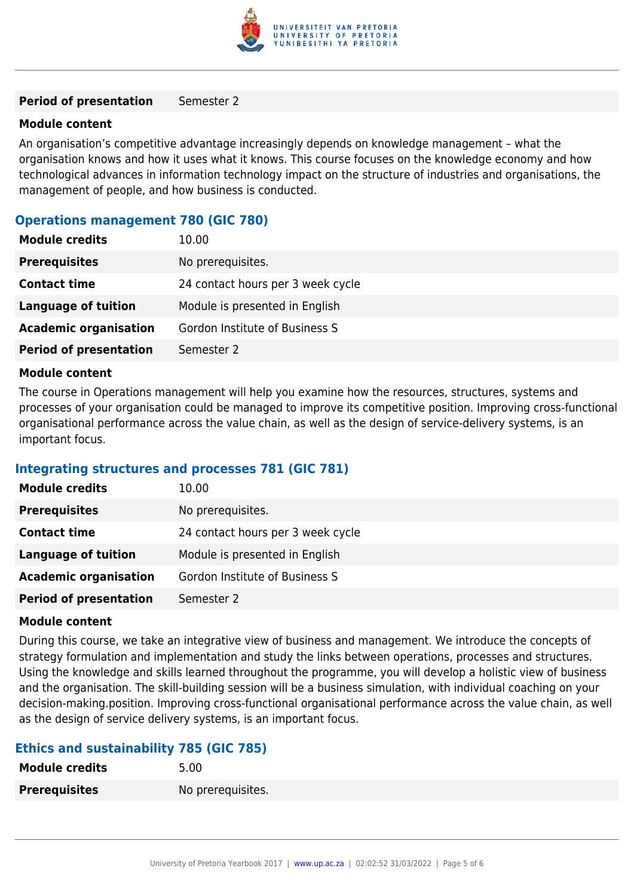| | |
|---|---|
| **Period of presentation** | Semester 2 |

**Module content**

An organisation’s competitive advantage increasingly depends on knowledge management – what the organisation knows and how it uses what it knows. This course focuses on the knowledge economy and how technological advances in information technology impact on the structure of industries and organisations, the management of people, and how business is conducted.

### Operations management 780 (GIC 780)

| | |
|---|---|
| **Module credits** | 10.00 |
| **Prerequisites** | No prerequisites. |
| **Contact time** | 24 contact hours per 3 week cycle |
| **Language of tuition** | Module is presented in English |
| **Academic organisation** | Gordon Institute of Business S |
| **Period of presentation** | Semester 2 |

**Module content**

The course in Operations management will help you examine how the resources, structures, systems and processes of your organisation could be managed to improve its competitive position. Improving cross-functional organisational performance across the value chain, as well as the design of service-delivery systems, is an important focus.

### Integrating structures and processes 781 (GIC 781)

| | |
|---|---|
| **Module credits** | 10.00 |
| **Prerequisites** | No prerequisites. |
| **Contact time** | 24 contact hours per 3 week cycle |
| **Language of tuition** | Module is presented in English |
| **Academic organisation** | Gordon Institute of Business S |
| **Period of presentation** | Semester 2 |

**Module content**

During this course, we take an integrative view of business and management. We introduce the concepts of strategy formulation and implementation and study the links between operations, processes and structures. Using the knowledge and skills learned throughout the programme, you will develop a holistic view of business and the organisation. The skill-building session will be a business simulation, with individual coaching on your decision-making.position. Improving cross-functional organisational performance across the value chain, as well as the design of service delivery systems, is an important focus.

### Ethics and sustainability 785 (GIC 785)

| | |
|---|---|
| **Module credits** | 5.00 |
| **Prerequisites** | No prerequisites. |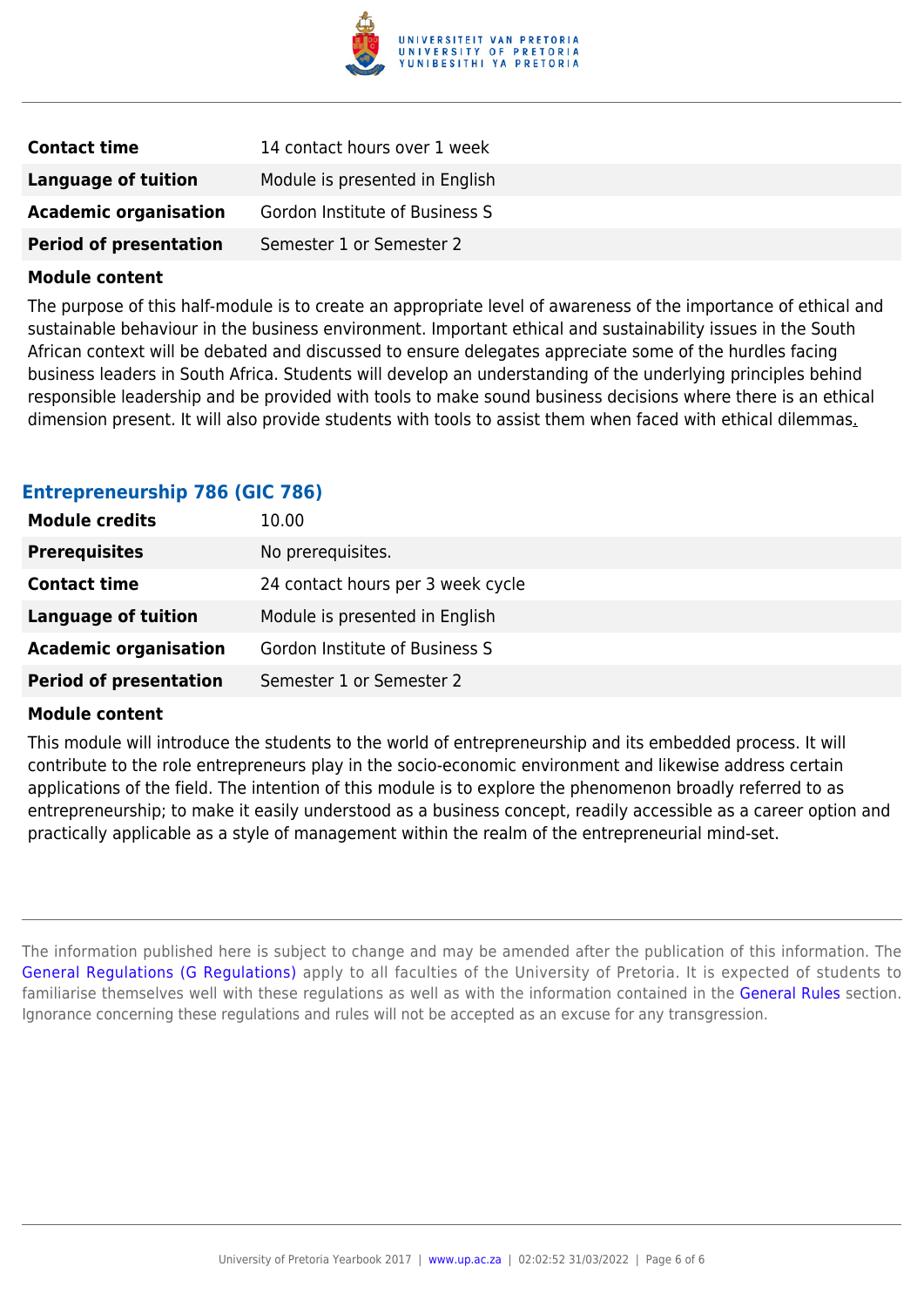| | |
|---|---|
| **Contact time** | 14 contact hours over 1 week |
| **Language of tuition** | Module is presented in English |
| **Academic organisation** | Gordon Institute of Business S |
| **Period of presentation** | Semester 1 or Semester 2 |

**Module content**

The purpose of this half-module is to create an appropriate level of awareness of the importance of ethical and sustainable behaviour in the business environment. Important ethical and sustainability issues in the South African context will be debated and discussed to ensure delegates appreciate some of the hurdles facing business leaders in South Africa. Students will develop an understanding of the underlying principles behind responsible leadership and be provided with tools to make sound business decisions where there is an ethical dimension present. It will also provide students with tools to assist them when faced with ethical dilemmas.

### Entrepreneurship 786 (GIC 786)

| | |
|---|---|
| **Module credits** | 10.00 |
| **Prerequisites** | No prerequisites. |
| **Contact time** | 24 contact hours per 3 week cycle |
| **Language of tuition** | Module is presented in English |
| **Academic organisation** | Gordon Institute of Business S |
| **Period of presentation** | Semester 1 or Semester 2 |

**Module content**

This module will introduce the students to the world of entrepreneurship and its embedded process. It will contribute to the role entrepreneurs play in the socio-economic environment and likewise address certain applications of the field. The intention of this module is to explore the phenomenon broadly referred to as entrepreneurship; to make it easily understood as a business concept, readily accessible as a career option and practically applicable as a style of management within the realm of the entrepreneurial mind-set.

The information published here is subject to change and may be amended after the publication of this information. The General Regulations (G Regulations) apply to all faculties of the University of Pretoria. It is expected of students to familiarise themselves well with these regulations as well as with the information contained in the General Rules section. Ignorance concerning these regulations and rules will not be accepted as an excuse for any transgression.